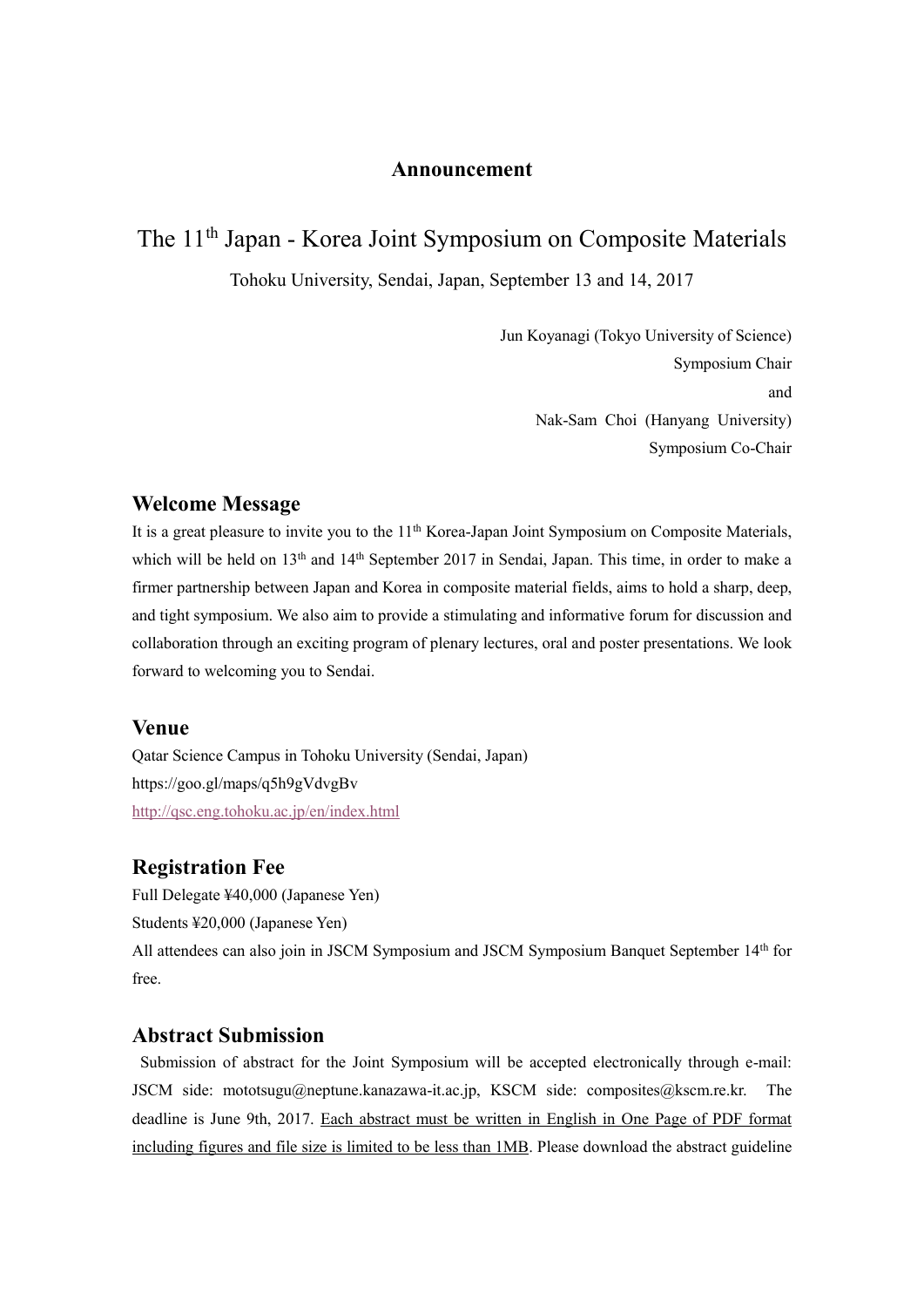**Announcement**

# The 11th Japan - Korea Joint Symposium on Composite Materials

Tohoku University, Sendai, Japan, September 13 and 14, 2017

Jun Koyanagi (Tokyo University of Science)
Symposium Chair
and
Nak-Sam Choi (Hanyang University)
Symposium Co-Chair

## Welcome Message

It is a great pleasure to invite you to the 11th Korea-Japan Joint Symposium on Composite Materials, which will be held on 13th and 14th September 2017 in Sendai, Japan. This time, in order to make a firmer partnership between Japan and Korea in composite material fields, aims to hold a sharp, deep, and tight symposium. We also aim to provide a stimulating and informative forum for discussion and collaboration through an exciting program of plenary lectures, oral and poster presentations. We look forward to welcoming you to Sendai.

## Venue

Qatar Science Campus in Tohoku University (Sendai, Japan)
https://goo.gl/maps/q5h9gVdvgBv
http://qsc.eng.tohoku.ac.jp/en/index.html

## Registration Fee

Full Delegate ¥40,000 (Japanese Yen)
Students ¥20,000 (Japanese Yen)
All attendees can also join in JSCM Symposium and JSCM Symposium Banquet September 14th for free.

## Abstract Submission

Submission of abstract for the Joint Symposium will be accepted electronically through e-mail: JSCM side: mototsugu@neptune.kanazawa-it.ac.jp, KSCM side: composites@kscm.re.kr. The deadline is June 9th, 2017. Each abstract must be written in English in One Page of PDF format including figures and file size is limited to be less than 1MB. Please download the abstract guideline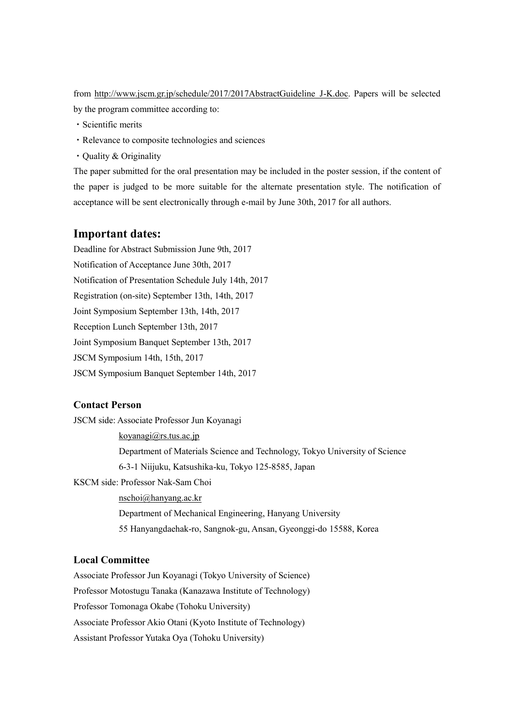from http://www.jscm.gr.jp/schedule/2017/2017AbstractGuideline_J-K.doc. Papers will be selected by the program committee according to:

・Scientific merits

・Relevance to composite technologies and sciences

・Quality & Originality

The paper submitted for the oral presentation may be included in the poster session, if the content of the paper is judged to be more suitable for the alternate presentation style. The notification of acceptance will be sent electronically through e-mail by June 30th, 2017 for all authors.

## Important dates:

Deadline for Abstract Submission June 9th, 2017
Notification of Acceptance June 30th, 2017
Notification of Presentation Schedule July 14th, 2017
Registration (on-site) September 13th, 14th, 2017
Joint Symposium September 13th, 14th, 2017
Reception Lunch September 13th, 2017
Joint Symposium Banquet September 13th, 2017
JSCM Symposium 14th, 15th, 2017
JSCM Symposium Banquet September 14th, 2017

### Contact Person

JSCM side: Associate Professor Jun Koyanagi
koyanagi@rs.tus.ac.jp
Department of Materials Science and Technology, Tokyo University of Science
6-3-1 Niijuku, Katsushika-ku, Tokyo 125-8585, Japan

KSCM side: Professor Nak-Sam Choi
nschoi@hanyang.ac.kr
Department of Mechanical Engineering, Hanyang University
55 Hanyangdaehak-ro, Sangnok-gu, Ansan, Gyeonggi-do 15588, Korea

### Local Committee

Associate Professor Jun Koyanagi (Tokyo University of Science)
Professor Motostugu Tanaka (Kanazawa Institute of Technology)
Professor Tomonaga Okabe (Tohoku University)
Associate Professor Akio Otani (Kyoto Institute of Technology)
Assistant Professor Yutaka Oya (Tohoku University)